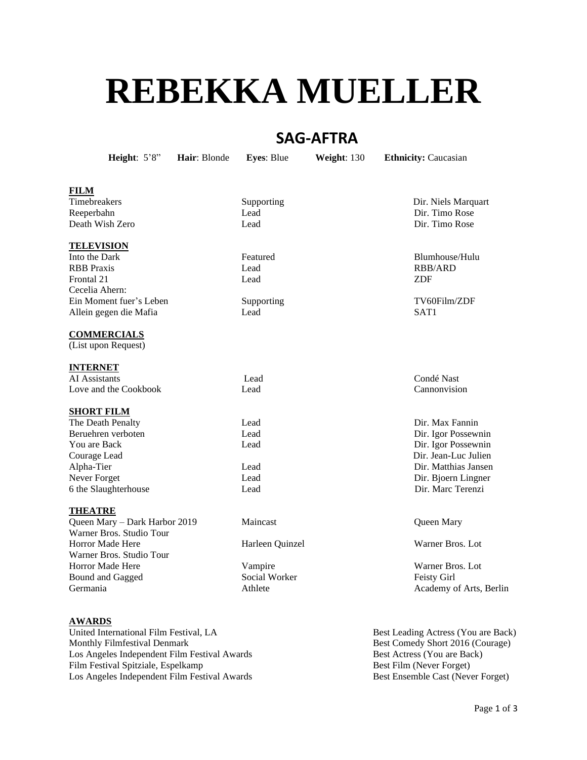# REBEKKA MUELLER

## SAG-AFTRA

**Height**: 5'8" **Hair**: Blonde **Eyes**: Blue **Weight**: 130 **Ethnicity:** Caucasian

### FILM

| | | |
|---|---|---|
| Timebreakers | Supporting | Dir. Niels Marquart |
| Reeperbahn | Lead | Dir. Timo Rose |
| Death Wish Zero | Lead | Dir. Timo Rose |

### TELEVISION

| | | |
|---|---|---|
| Into the Dark | Featured | Blumhouse/Hulu |
| RBB Praxis | Lead | RBB/ARD |
| Frontal 21 | Lead | ZDF |
| Cecelia Ahern: Ein Moment fuer's Leben | Supporting | TV60Film/ZDF |
| Allein gegen die Mafia | Lead | SAT1 |

### COMMERCIALS

(List upon Request)

### INTERNET

| | | |
|---|---|---|
| AI Assistants | Lead | Condé Nast |
| Love and the Cookbook | Lead | Cannonvision |

### SHORT FILM

| | | |
|---|---|---|
| The Death Penalty | Lead | Dir. Max Fannin |
| Beruehren verboten | Lead | Dir. Igor Possewnin |
| You are Back | Lead | Dir. Igor Possewnin |
| Courage Lead | | Dir. Jean-Luc Julien |
| Alpha-Tier | Lead | Dir. Matthias Jansen |
| Never Forget | Lead | Dir. Bjoern Lingner |
| 6 the Slaughterhouse | Lead | Dir. Marc Terenzi |

### THEATRE

| | | |
|---|---|---|
| Queen Mary – Dark Harbor 2019 | Maincast | Queen Mary |
| Warner Bros. Studio Tour Horror Made Here | Harleen Quinzel | Warner Bros. Lot |
| Warner Bros. Studio Tour Horror Made Here | Vampire | Warner Bros. Lot |
| Bound and Gagged | Social Worker | Feisty Girl |
| Germania | Athlete | Academy of Arts, Berlin |

### AWARDS

| | |
|---|---|
| United International Film Festival, LA | Best Leading Actress (You are Back) |
| Monthly Filmfestival Denmark | Best Comedy Short 2016 (Courage) |
| Los Angeles Independent Film Festival Awards | Best Actress (You are Back) |
| Film Festival Spitziale, Espelkamp | Best Film (Never Forget) |
| Los Angeles Independent Film Festival Awards | Best Ensemble Cast (Never Forget) |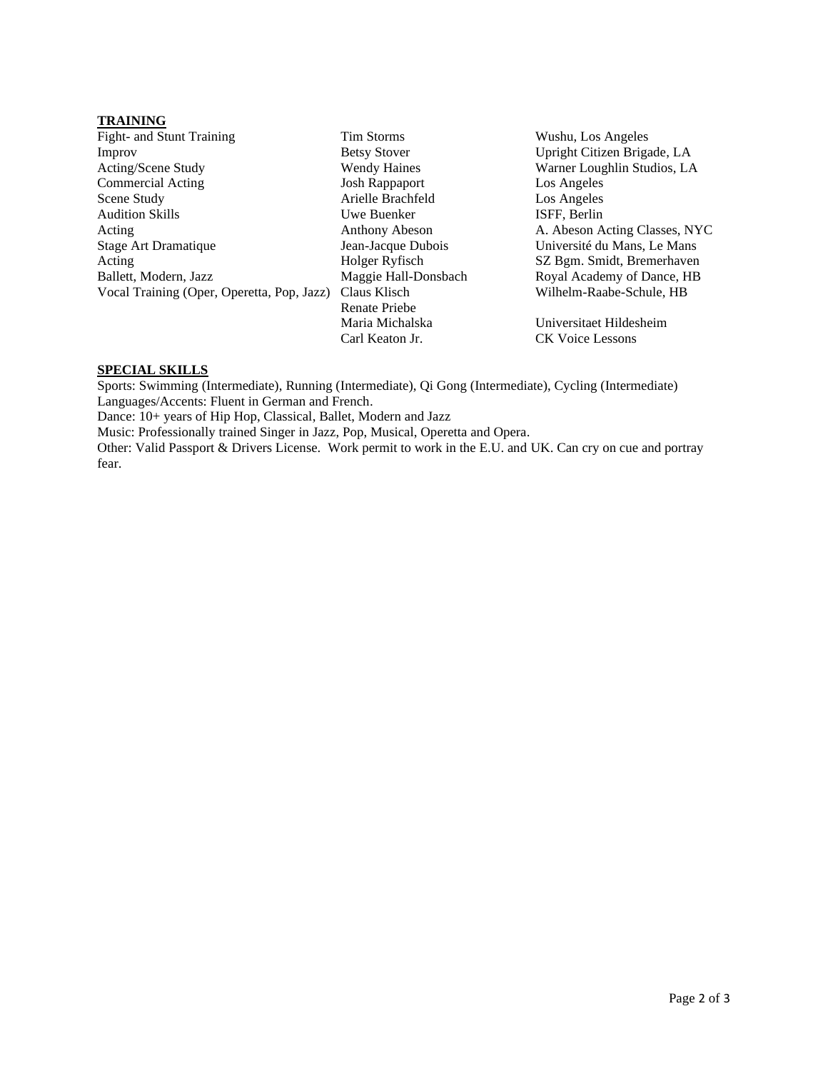## TRAINING

| | | |
|---|---|---|
| Fight- and Stunt Training | Tim Storms | Wushu, Los Angeles |
| Improv | Betsy Stover | Upright Citizen Brigade, LA |
| Acting/Scene Study | Wendy Haines | Warner Loughlin Studios, LA |
| Commercial Acting | Josh Rappaport | Los Angeles |
| Scene Study | Arielle Brachfeld | Los Angeles |
| Audition Skills | Uwe Buenker | ISFF, Berlin |
| Acting | Anthony Abeson | A. Abeson Acting Classes, NYC |
| Stage Art Dramatique | Jean-Jacque Dubois | Université du Mans, Le Mans |
| Acting | Holger Ryfisch | SZ Bgm. Smidt, Bremerhaven |
| Ballett, Modern, Jazz | Maggie Hall-Donsbach | Royal Academy of Dance, HB |
| Vocal Training (Oper, Operetta, Pop, Jazz) | Claus Klisch | Wilhelm-Raabe-Schule, HB |
| | Renate Priebe | |
| | Maria Michalska | Universitaet Hildesheim |
| | Carl Keaton Jr. | CK Voice Lessons |

## SPECIAL SKILLS

Sports: Swimming (Intermediate), Running (Intermediate), Qi Gong (Intermediate), Cycling (Intermediate)
Languages/Accents: Fluent in German and French.
Dance: 10+ years of Hip Hop, Classical, Ballet, Modern and Jazz
Music: Professionally trained Singer in Jazz, Pop, Musical, Operetta and Opera.
Other: Valid Passport & Drivers License. Work permit to work in the E.U. and UK. Can cry on cue and portray fear.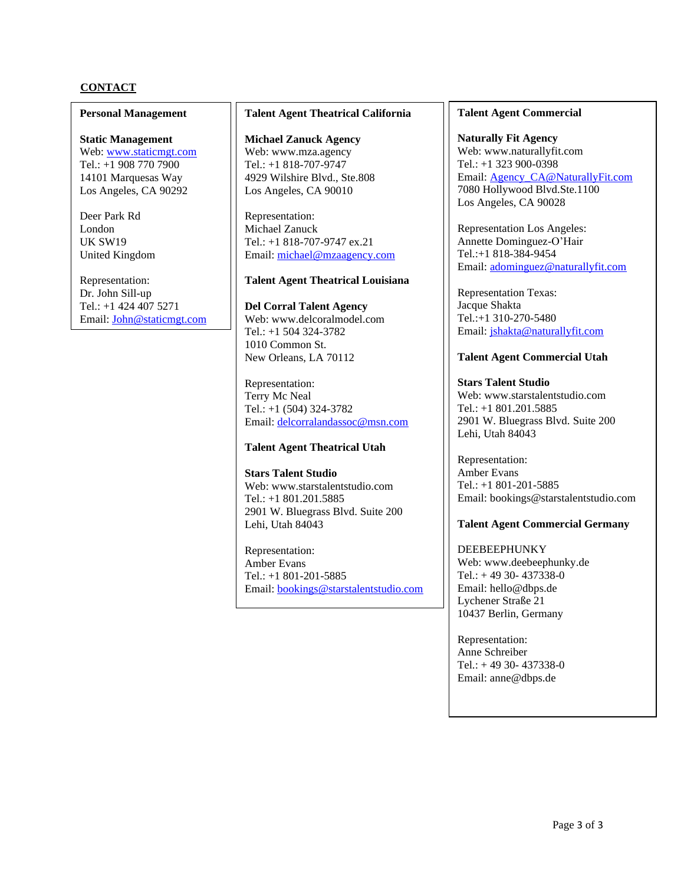## CONTACT

**Personal Management**

**Static Management**
Web: www.staticmgt.com
Tel.: +1 908 770 7900
14101 Marquesas Way
Los Angeles, CA 90292

Deer Park Rd
London
UK SW19
United Kingdom

Representation:
Dr. John Sill-up
Tel.: +1 424 407 5271
Email: John@staticmgt.com

**Talent Agent Theatrical California**

**Michael Zanuck Agency**
Web: www.mza.agency
Tel.: +1 818-707-9747
4929 Wilshire Blvd., Ste.808
Los Angeles, CA 90010

Representation:
Michael Zanuck
Tel.: +1 818-707-9747 ex.21
Email: michael@mzaagency.com

**Talent Agent Theatrical Louisiana**

**Del Corral Talent Agency**
Web: www.delcoralmodel.com
Tel.: +1 504 324-3782
1010 Common St.
New Orleans, LA 70112

Representation:
Terry Mc Neal
Tel.: +1 (504) 324-3782
Email: delcorralandassoc@msn.com

**Talent Agent Theatrical Utah**

**Stars Talent Studio**
Web: www.starstalentstudio.com
Tel.: +1 801.201.5885
2901 W. Bluegrass Blvd. Suite 200
Lehi, Utah 84043

Representation:
Amber Evans
Tel.: +1 801-201-5885
Email: bookings@starstalentstudio.com

**Talent Agent Commercial**

**Naturally Fit Agency**
Web: www.naturallyfit.com
Tel.: +1 323 900-0398
Email: Agency_CA@NaturallyFit.com
7080 Hollywood Blvd.Ste.1100
Los Angeles, CA 90028

Representation Los Angeles:
Annette Dominguez-O'Hair
Tel.:+1 818-384-9454
Email: adominguez@naturallyfit.com

Representation Texas:
Jacque Shakta
Tel.:+1 310-270-5480
Email: jshakta@naturallyfit.com

**Talent Agent Commercial Utah**

**Stars Talent Studio**
Web: www.starstalentstudio.com
Tel.: +1 801.201.5885
2901 W. Bluegrass Blvd. Suite 200
Lehi, Utah 84043

Representation:
Amber Evans
Tel.: +1 801-201-5885
Email: bookings@starstalentstudio.com

**Talent Agent Commercial Germany**

DEEBEEPHUNKY
Web: www.deebeephunky.de
Tel.: + 49 30- 437338-0
Email: hello@dbps.de
Lychener Straße 21
10437 Berlin, Germany

Representation:
Anne Schreiber
Tel.: + 49 30- 437338-0
Email: anne@dbps.de